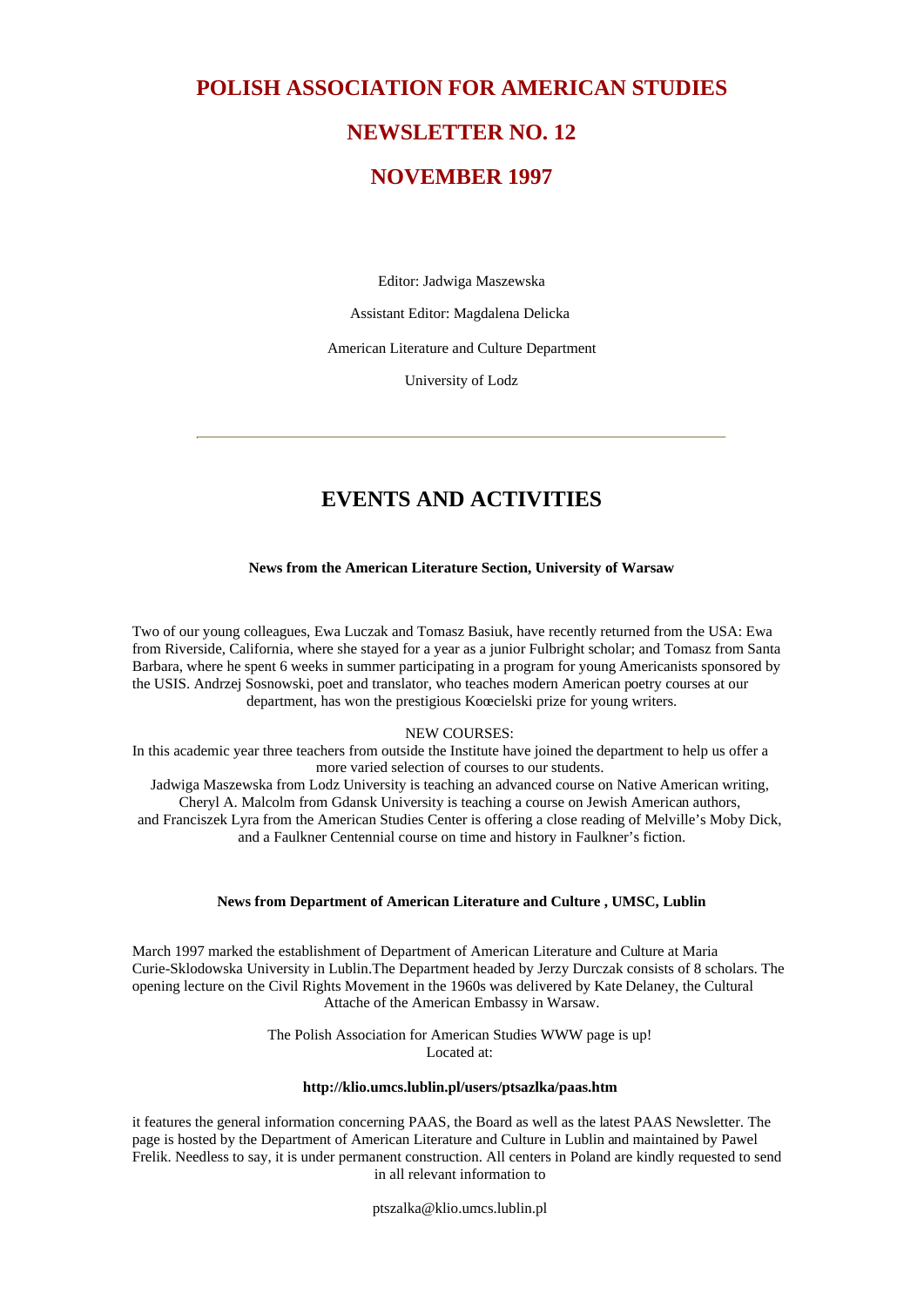# POLISH ASSOCIATION FOR AMERICAN STUDIES

# NEWSLETTER NO. 12

# NOVEMBER 1997

Editor: Jadwiga Maszewska

Assistant Editor: Magdalena Delicka

American Literature and Culture Department

University of Lodz

---

## EVENTS AND ACTIVITIES

**News from the American Literature Section, University of Warsaw**

Two of our young colleagues, Ewa Luczak and Tomasz Basiuk, have recently returned from the USA: Ewa from Riverside, California, where she stayed for a year as a junior Fulbright scholar; and Tomasz from Santa Barbara, where he spent 6 weeks in summer participating in a program for young Americanists sponsored by the USIS. Andrzej Sosnowski, poet and translator, who teaches modern American poetry courses at our department, has won the prestigious Koœcielski prize for young writers.

NEW COURSES:

In this academic year three teachers from outside the Institute have joined the department to help us offer a more varied selection of courses to our students.

Jadwiga Maszewska from Lodz University is teaching an advanced course on Native American writing, Cheryl A. Malcolm from Gdansk University is teaching a course on Jewish American authors, and Franciszek Lyra from the American Studies Center is offering a close reading of Melville's Moby Dick, and a Faulkner Centennial course on time and history in Faulkner's fiction.

**News from Department of American Literature and Culture , UMSC, Lublin**

March 1997 marked the establishment of Department of American Literature and Culture at Maria Curie-Sklodowska University in Lublin.The Department headed by Jerzy Durczak consists of 8 scholars. The opening lecture on the Civil Rights Movement in the 1960s was delivered by Kate Delaney, the Cultural Attache of the American Embassy in Warsaw.

The Polish Association for American Studies WWW page is up!
Located at:

**http://klio.umcs.lublin.pl/users/ptsazlka/paas.htm**

it features the general information concerning PAAS, the Board as well as the latest PAAS Newsletter. The page is hosted by the Department of American Literature and Culture in Lublin and maintained by Pawel Frelik. Needless to say, it is under permanent construction. All centers in Poland are kindly requested to send in all relevant information to

ptszalka@klio.umcs.lublin.pl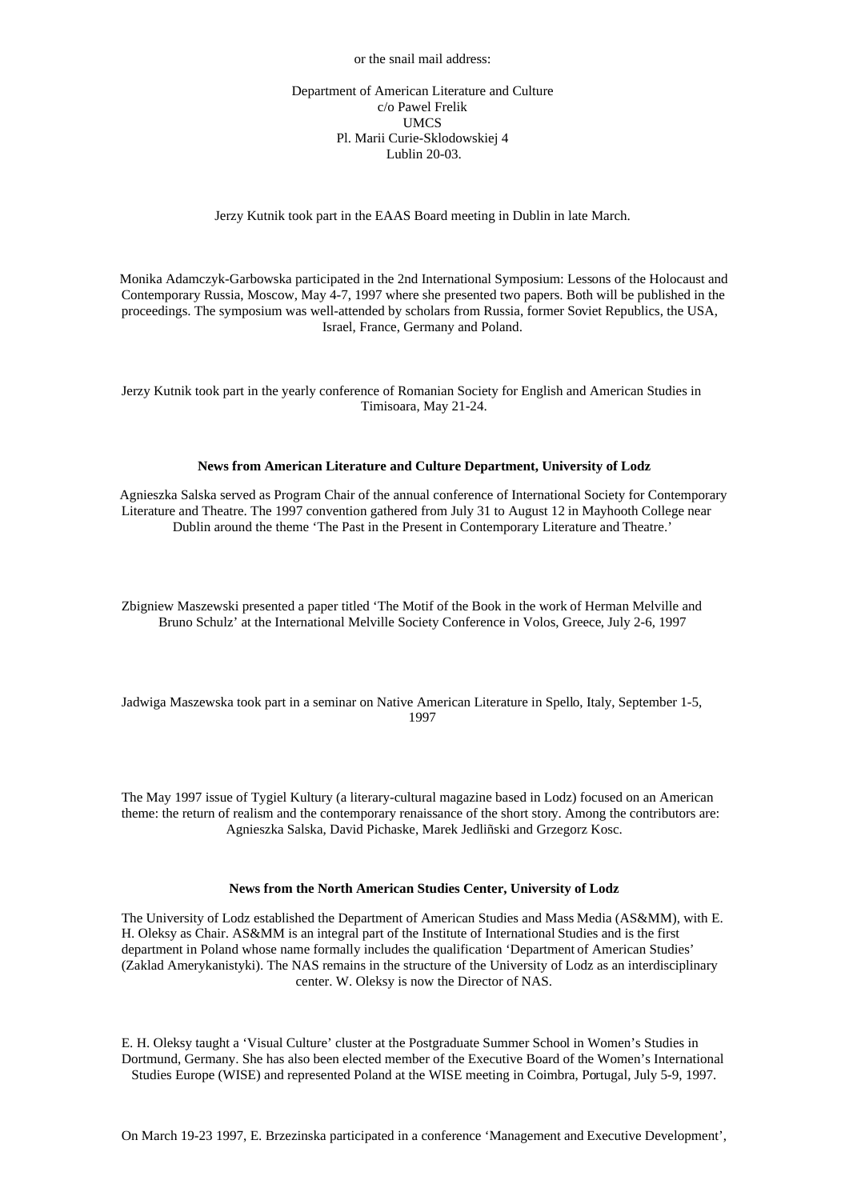or the snail mail address:

Department of American Literature and Culture
c/o Pawel Frelik
UMCS
Pl. Marii Curie-Sklodowskiej 4
Lublin 20-03.

Jerzy Kutnik took part in the EAAS Board meeting in Dublin in late March.

Monika Adamczyk-Garbowska participated in the 2nd International Symposium: Lessons of the Holocaust and Contemporary Russia, Moscow, May 4-7, 1997 where she presented two papers. Both will be published in the proceedings. The symposium was well-attended by scholars from Russia, former Soviet Republics, the USA, Israel, France, Germany and Poland.

Jerzy Kutnik took part in the yearly conference of Romanian Society for English and American Studies in Timisoara, May 21-24.

**News from American Literature and Culture Department, University of Lodz**

Agnieszka Salska served as Program Chair of the annual conference of International Society for Contemporary Literature and Theatre. The 1997 convention gathered from July 31 to August 12 in Mayhooth College near Dublin around the theme 'The Past in the Present in Contemporary Literature and Theatre.'

Zbigniew Maszewski presented a paper titled 'The Motif of the Book in the work of Herman Melville and Bruno Schulz' at the International Melville Society Conference in Volos, Greece, July 2-6, 1997

Jadwiga Maszewska took part in a seminar on Native American Literature in Spello, Italy, September 1-5, 1997

The May 1997 issue of Tygiel Kultury (a literary-cultural magazine based in Lodz) focused on an American theme: the return of realism and the contemporary renaissance of the short story. Among the contributors are: Agnieszka Salska, David Pichaske, Marek Jedliñski and Grzegorz Kosc.

**News from the North American Studies Center, University of Lodz**

The University of Lodz established the Department of American Studies and Mass Media (AS&MM), with E. H. Oleksy as Chair. AS&MM is an integral part of the Institute of International Studies and is the first department in Poland whose name formally includes the qualification 'Department of American Studies' (Zaklad Amerykanistyki). The NAS remains in the structure of the University of Lodz as an interdisciplinary center. W. Oleksy is now the Director of NAS.

E. H. Oleksy taught a 'Visual Culture' cluster at the Postgraduate Summer School in Women's Studies in Dortmund, Germany. She has also been elected member of the Executive Board of the Women's International Studies Europe (WISE) and represented Poland at the WISE meeting in Coimbra, Portugal, July 5-9, 1997.

On March 19-23 1997, E. Brzezinska participated in a conference 'Management and Executive Development',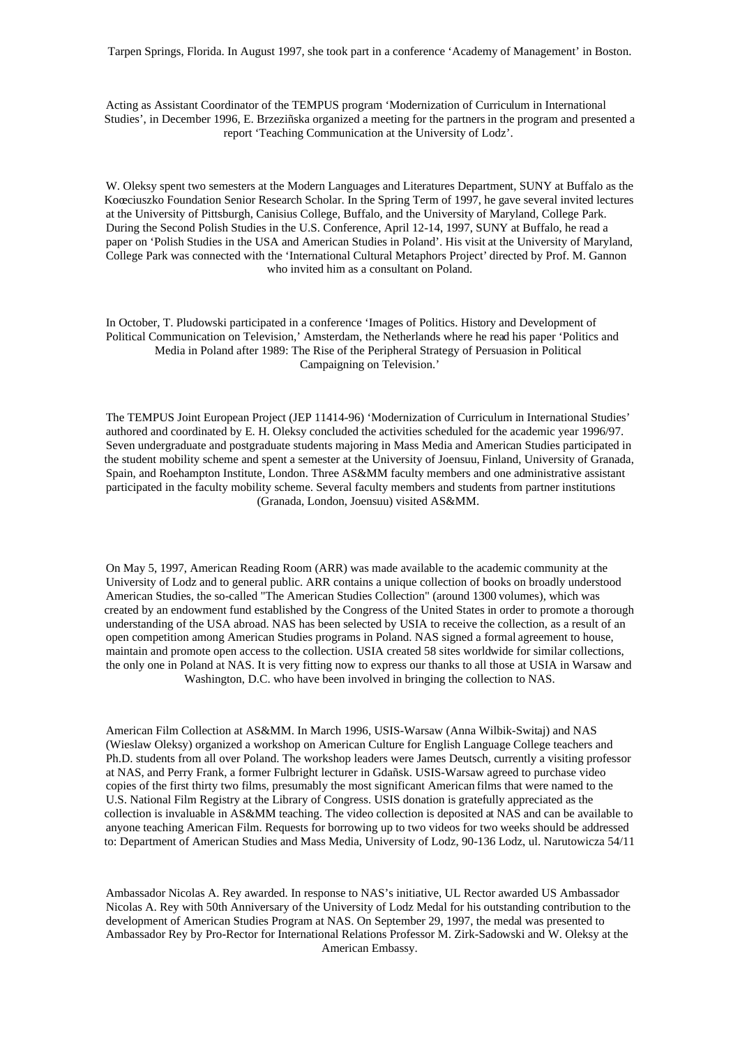Tarpen Springs, Florida. In August 1997, she took part in a conference 'Academy of Management' in Boston.

Acting as Assistant Coordinator of the TEMPUS program 'Modernization of Curriculum in International Studies', in December 1996, E. Brzeziñska organized a meeting for the partners in the program and presented a report 'Teaching Communication at the University of Lodz'.

W. Oleksy spent two semesters at the Modern Languages and Literatures Department, SUNY at Buffalo as the Koœciuszko Foundation Senior Research Scholar. In the Spring Term of 1997, he gave several invited lectures at the University of Pittsburgh, Canisius College, Buffalo, and the University of Maryland, College Park. During the Second Polish Studies in the U.S. Conference, April 12-14, 1997, SUNY at Buffalo, he read a paper on 'Polish Studies in the USA and American Studies in Poland'. His visit at the University of Maryland, College Park was connected with the 'International Cultural Metaphors Project' directed by Prof. M. Gannon who invited him as a consultant on Poland.

In October, T. Pludowski participated in a conference 'Images of Politics. History and Development of Political Communication on Television,' Amsterdam, the Netherlands where he read his paper 'Politics and Media in Poland after 1989: The Rise of the Peripheral Strategy of Persuasion in Political Campaigning on Television.'

The TEMPUS Joint European Project (JEP 11414-96) 'Modernization of Curriculum in International Studies' authored and coordinated by E. H. Oleksy concluded the activities scheduled for the academic year 1996/97. Seven undergraduate and postgraduate students majoring in Mass Media and American Studies participated in the student mobility scheme and spent a semester at the University of Joensuu, Finland, University of Granada, Spain, and Roehampton Institute, London. Three AS&MM faculty members and one administrative assistant participated in the faculty mobility scheme. Several faculty members and students from partner institutions (Granada, London, Joensuu) visited AS&MM.

On May 5, 1997, American Reading Room (ARR) was made available to the academic community at the University of Lodz and to general public. ARR contains a unique collection of books on broadly understood American Studies, the so-called "The American Studies Collection" (around 1300 volumes), which was created by an endowment fund established by the Congress of the United States in order to promote a thorough understanding of the USA abroad. NAS has been selected by USIA to receive the collection, as a result of an open competition among American Studies programs in Poland. NAS signed a formal agreement to house, maintain and promote open access to the collection. USIA created 58 sites worldwide for similar collections, the only one in Poland at NAS. It is very fitting now to express our thanks to all those at USIA in Warsaw and Washington, D.C. who have been involved in bringing the collection to NAS.

American Film Collection at AS&MM. In March 1996, USIS-Warsaw (Anna Wilbik-Switaj) and NAS (Wieslaw Oleksy) organized a workshop on American Culture for English Language College teachers and Ph.D. students from all over Poland. The workshop leaders were James Deutsch, currently a visiting professor at NAS, and Perry Frank, a former Fulbright lecturer in Gdañsk. USIS-Warsaw agreed to purchase video copies of the first thirty two films, presumably the most significant American films that were named to the U.S. National Film Registry at the Library of Congress. USIS donation is gratefully appreciated as the collection is invaluable in AS&MM teaching. The video collection is deposited at NAS and can be available to anyone teaching American Film. Requests for borrowing up to two videos for two weeks should be addressed to: Department of American Studies and Mass Media, University of Lodz, 90-136 Lodz, ul. Narutowicza 54/11

Ambassador Nicolas A. Rey awarded. In response to NAS's initiative, UL Rector awarded US Ambassador Nicolas A. Rey with 50th Anniversary of the University of Lodz Medal for his outstanding contribution to the development of American Studies Program at NAS. On September 29, 1997, the medal was presented to Ambassador Rey by Pro-Rector for International Relations Professor M. Zirk-Sadowski and W. Oleksy at the American Embassy.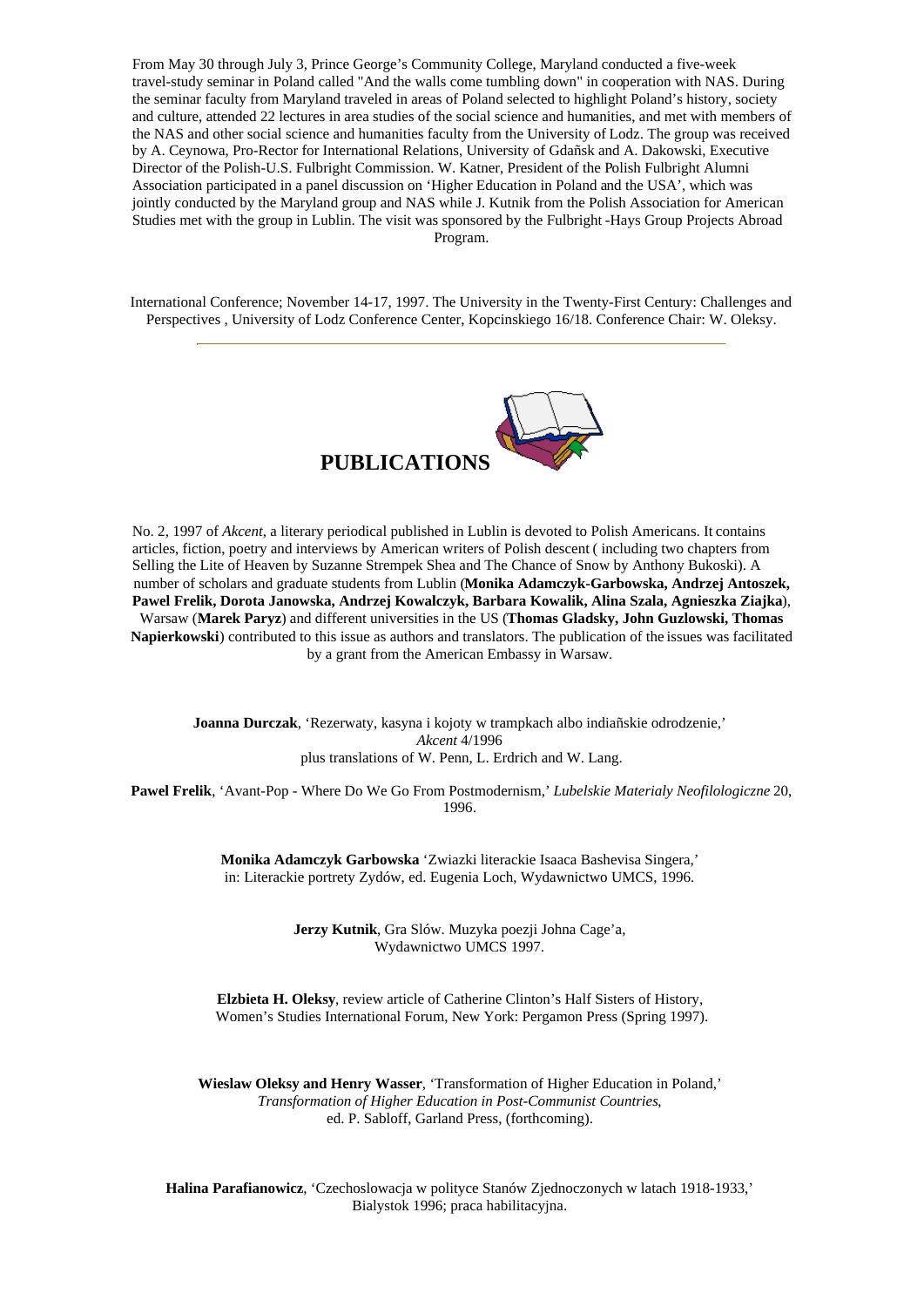From May 30 through July 3, Prince George's Community College, Maryland conducted a five-week travel-study seminar in Poland called "And the walls come tumbling down" in cooperation with NAS. During the seminar faculty from Maryland traveled in areas of Poland selected to highlight Poland's history, society and culture, attended 22 lectures in area studies of the social science and humanities, and met with members of the NAS and other social science and humanities faculty from the University of Lodz. The group was received by A. Ceynowa, Pro-Rector for International Relations, University of Gdañsk and A. Dakowski, Executive Director of the Polish-U.S. Fulbright Commission. W. Katner, President of the Polish Fulbright Alumni Association participated in a panel discussion on 'Higher Education in Poland and the USA', which was jointly conducted by the Maryland group and NAS while J. Kutnik from the Polish Association for American Studies met with the group in Lublin. The visit was sponsored by the Fulbright -Hays Group Projects Abroad Program.

International Conference; November 14-17, 1997. The University in the Twenty-First Century: Challenges and Perspectives , University of Lodz Conference Center, Kopcinskiego 16/18. Conference Chair: W. Oleksy.

---

## PUBLICATIONS

No. 2, 1997 of *Akcent*, a literary periodical published in Lublin is devoted to Polish Americans. It contains articles, fiction, poetry and interviews by American writers of Polish descent ( including two chapters from Selling the Lite of Heaven by Suzanne Strempek Shea and The Chance of Snow by Anthony Bukoski). A number of scholars and graduate students from Lublin (**Monika Adamczyk-Garbowska, Andrzej Antoszek, Pawel Frelik, Dorota Janowska, Andrzej Kowalczyk, Barbara Kowalik, Alina Szala, Agnieszka Ziajka**), Warsaw (**Marek Paryz**) and different universities in the US (**Thomas Gladsky, John Guzlowski, Thomas Napierkowski**) contributed to this issue as authors and translators. The publication of the issues was facilitated by a grant from the American Embassy in Warsaw.

**Joanna Durczak**, 'Rezerwaty, kasyna i kojoty w trampkach albo indiañskie odrodzenie,' *Akcent* 4/1996 plus translations of W. Penn, L. Erdrich and W. Lang.

**Pawel Frelik**, 'Avant-Pop - Where Do We Go From Postmodernism,' *Lubelskie Materialy Neofilologiczne* 20, 1996.

**Monika Adamczyk Garbowska** 'Zwiazki literackie Isaaca Bashevisa Singera,' in: Literackie portrety Zydów, ed. Eugenia Loch, Wydawnictwo UMCS, 1996.

**Jerzy Kutnik**, Gra Slów. Muzyka poezji Johna Cage'a, Wydawnictwo UMCS 1997.

**Elzbieta H. Oleksy**, review article of Catherine Clinton's Half Sisters of History, Women's Studies International Forum, New York: Pergamon Press (Spring 1997).

**Wieslaw Oleksy and Henry Wasser**, 'Transformation of Higher Education in Poland,' *Transformation of Higher Education in Post-Communist Countries*, ed. P. Sabloff, Garland Press, (forthcoming).

**Halina Parafianowicz**, 'Czechoslowacja w polityce Stanów Zjednoczonych w latach 1918-1933,' Bialystok 1996; praca habilitacyjna.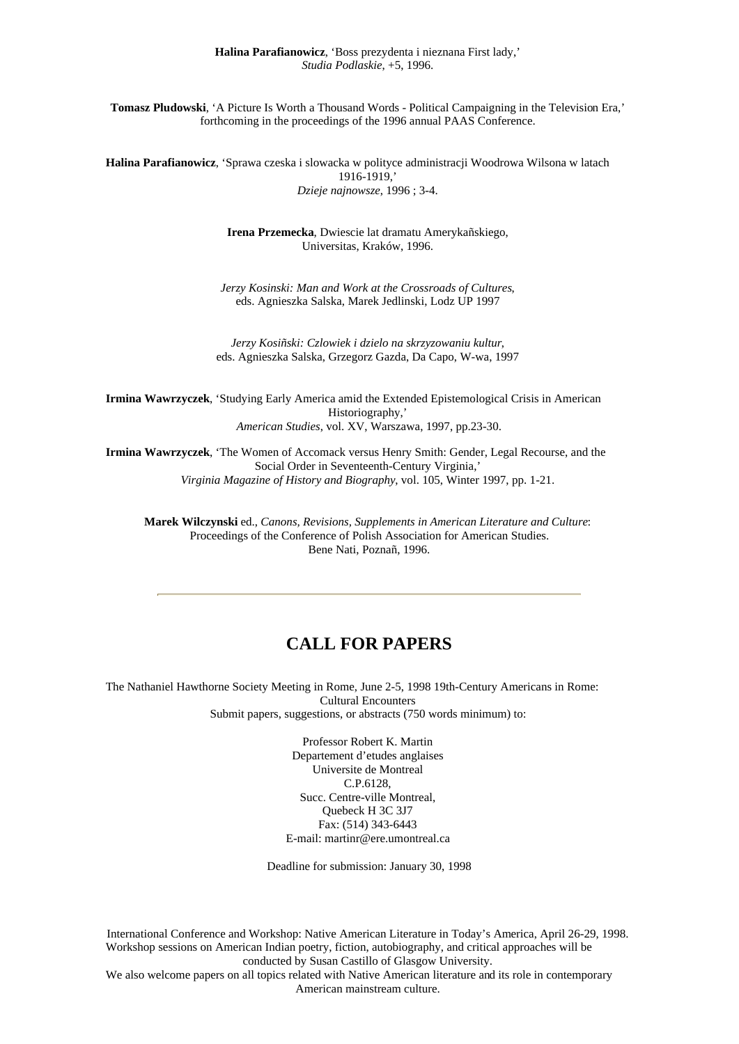**Halina Parafianowicz**, 'Boss prezydenta i nieznana First lady,'
*Studia Podlaskie*, +5, 1996.

**Tomasz Pludowski**, 'A Picture Is Worth a Thousand Words - Political Campaigning in the Television Era,' forthcoming in the proceedings of the 1996 annual PAAS Conference.

**Halina Parafianowicz**, 'Sprawa czeska i slowacka w polityce administracji Woodrowa Wilsona w latach 1916-1919,'
*Dzieje najnowsze*, 1996 ; 3-4.

**Irena Przemecka**, Dwiescie lat dramatu Amerykañskiego,
Universitas, Kraków, 1996.

*Jerzy Kosinski: Man and Work at the Crossroads of Cultures*,
eds. Agnieszka Salska, Marek Jedlinski, Lodz UP 1997

*Jerzy Kosiñski: Czlowiek i dzielo na skrzyzowaniu kultur*,
eds. Agnieszka Salska, Grzegorz Gazda, Da Capo, W-wa, 1997

**Irmina Wawrzyczek**, 'Studying Early America amid the Extended Epistemological Crisis in American Historiography,'
*American Studies*, vol. XV, Warszawa, 1997, pp.23-30.

**Irmina Wawrzyczek**, 'The Women of Accomack versus Henry Smith: Gender, Legal Recourse, and the Social Order in Seventeenth-Century Virginia,'
*Virginia Magazine of History and Biography*, vol. 105, Winter 1997, pp. 1-21.

**Marek Wilczynski** ed., *Canons, Revisions, Supplements in American Literature and Culture*:
Proceedings of the Conference of Polish Association for American Studies.
Bene Nati, Poznañ, 1996.

---

# CALL FOR PAPERS

The Nathaniel Hawthorne Society Meeting in Rome, June 2-5, 1998 19th-Century Americans in Rome: Cultural Encounters
Submit papers, suggestions, or abstracts (750 words minimum) to:

Professor Robert K. Martin
Departement d'etudes anglaises
Universite de Montreal
C.P.6128,
Succ. Centre-ville Montreal,
Quebeck H 3C 3J7
Fax: (514) 343-6443
E-mail: martinr@ere.umontreal.ca

Deadline for submission: January 30, 1998

International Conference and Workshop: Native American Literature in Today's America, April 26-29, 1998.
Workshop sessions on American Indian poetry, fiction, autobiography, and critical approaches will be conducted by Susan Castillo of Glasgow University.
We also welcome papers on all topics related with Native American literature and its role in contemporary American mainstream culture.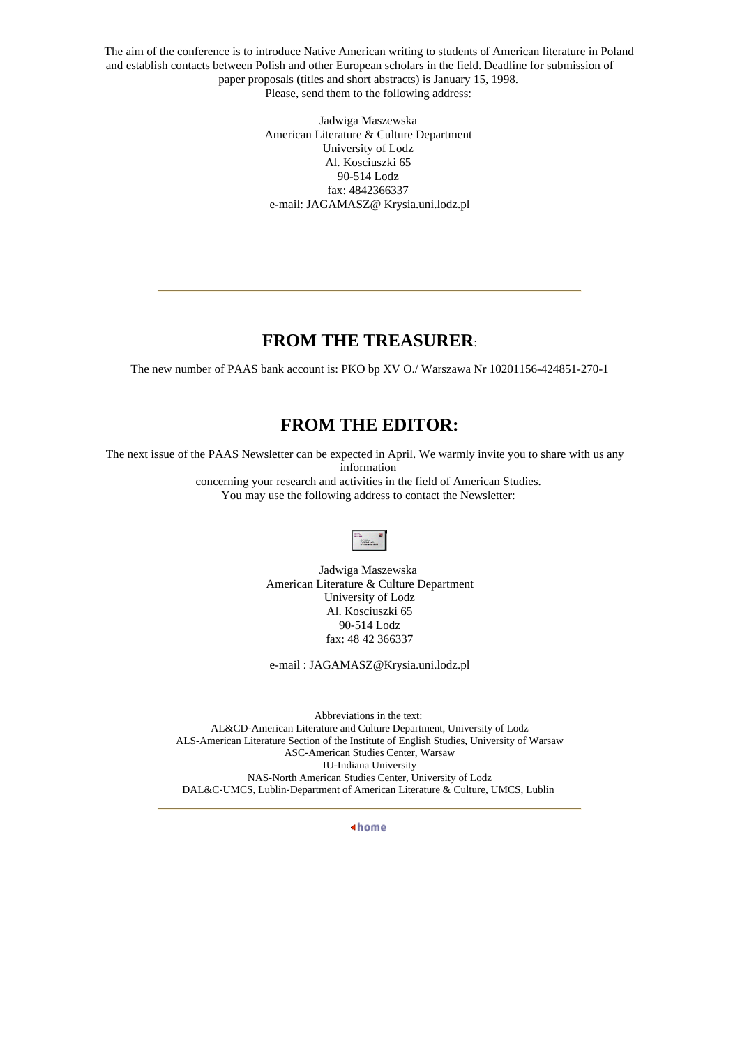The aim of the conference is to introduce Native American writing to students of American literature in Poland and establish contacts between Polish and other European scholars in the field. Deadline for submission of paper proposals (titles and short abstracts) is January 15, 1998.
Please, send them to the following address:

Jadwiga Maszewska
American Literature & Culture Department
University of Lodz
Al. Kosciuszki 65
90-514 Lodz
fax: 4842366337
e-mail: JAGAMASZ@ Krysia.uni.lodz.pl

---

## FROM THE TREASURER:

The new number of PAAS bank account is: PKO bp XV O./ Warszawa Nr 10201156-424851-270-1

## FROM THE EDITOR:

The next issue of the PAAS Newsletter can be expected in April. We warmly invite you to share with us any information concerning your research and activities in the field of American Studies.
You may use the following address to contact the Newsletter:

Jadwiga Maszewska
American Literature & Culture Department
University of Lodz
Al. Kosciuszki 65
90-514 Lodz
fax: 48 42 366337

e-mail : JAGAMASZ@Krysia.uni.lodz.pl

Abbreviations in the text:
AL&CD-American Literature and Culture Department, University of Lodz
ALS-American Literature Section of the Institute of English Studies, University of Warsaw
ASC-American Studies Center, Warsaw
IU-Indiana University
NAS-North American Studies Center, University of Lodz
DAL&C-UMCS, Lublin-Department of American Literature & Culture, UMCS, Lublin

---

home